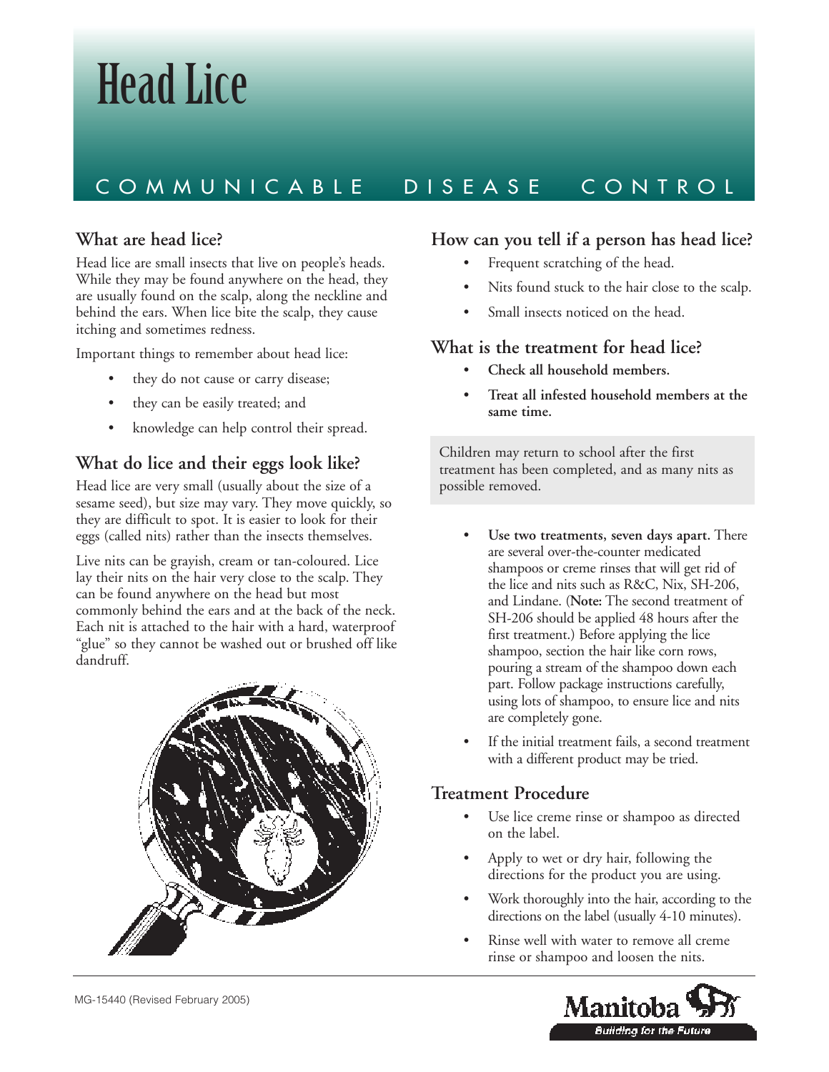# Head Lice

COMMUNICABLE DISEASE CONTROL

## What are head lice?

Head lice are small insects that live on people's heads. While they may be found anywhere on the head, they are usually found on the scalp, along the neckline and behind the ears. When lice bite the scalp, they cause itching and sometimes redness.

Important things to remember about head lice:

- they do not cause or carry disease;
- they can be easily treated; and
- knowledge can help control their spread.

## What do lice and their eggs look like?

Head lice are very small (usually about the size of a sesame seed), but size may vary. They move quickly, so they are difficult to spot. It is easier to look for their eggs (called nits) rather than the insects themselves.

Live nits can be grayish, cream or tan-coloured. Lice lay their nits on the hair very close to the scalp. They can be found anywhere on the head but most commonly behind the ears and at the back of the neck. Each nit is attached to the hair with a hard, waterproof "glue" so they cannot be washed out or brushed off like dandruff.

## How can you tell if a person has head lice?

- Frequent scratching of the head.
- Nits found stuck to the hair close to the scalp.
- Small insects noticed on the head.

## What is the treatment for head lice?

- **Check all household members.**
- **Treat all infested household members at the same time.**

Children may return to school after the first treatment has been completed, and as many nits as possible removed.

- **Use two treatments, seven days apart.** There are several over-the-counter medicated shampoos or creme rinses that will get rid of the lice and nits such as R&C, Nix, SH-206, and Lindane. (**Note:** The second treatment of SH-206 should be applied 48 hours after the first treatment.) Before applying the lice shampoo, section the hair like corn rows, pouring a stream of the shampoo down each part. Follow package instructions carefully, using lots of shampoo, to ensure lice and nits are completely gone.
- If the initial treatment fails, a second treatment with a different product may be tried.

## Treatment Procedure

- Use lice creme rinse or shampoo as directed on the label.
- Apply to wet or dry hair, following the directions for the product you are using.
- Work thoroughly into the hair, according to the directions on the label (usually 4-10 minutes).
- Rinse well with water to remove all creme rinse or shampoo and loosen the nits.

MG-15440 (Revised February 2005)

Manitoba Building for the Future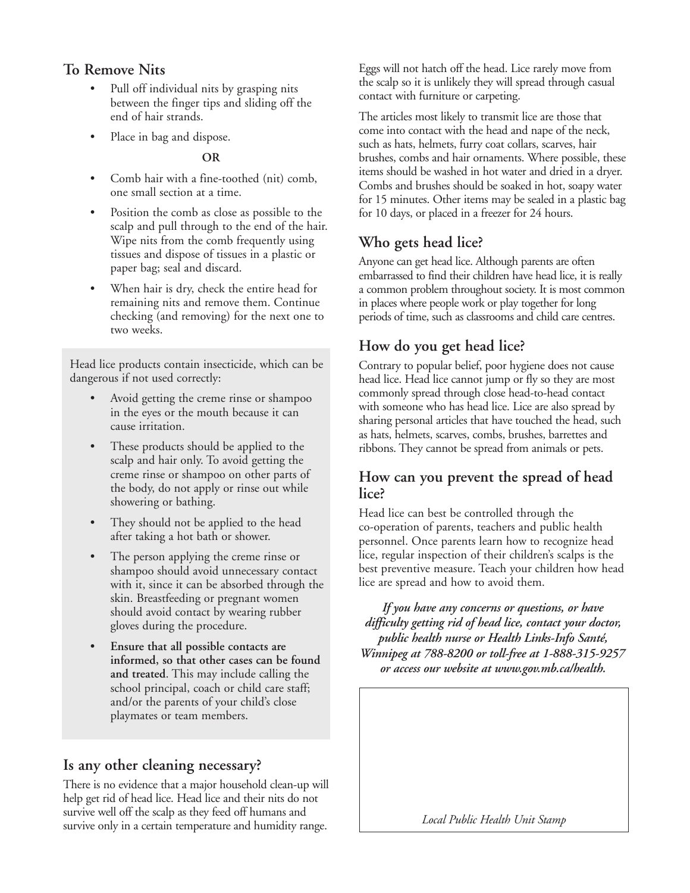## To Remove Nits

- Pull off individual nits by grasping nits between the finger tips and sliding off the end of hair strands.
- Place in bag and dispose.

**OR**

- Comb hair with a fine-toothed (nit) comb, one small section at a time.
- Position the comb as close as possible to the scalp and pull through to the end of the hair. Wipe nits from the comb frequently using tissues and dispose of tissues in a plastic or paper bag; seal and discard.
- When hair is dry, check the entire head for remaining nits and remove them. Continue checking (and removing) for the next one to two weeks.

Head lice products contain insecticide, which can be dangerous if not used correctly:

- Avoid getting the creme rinse or shampoo in the eyes or the mouth because it can cause irritation.
- These products should be applied to the scalp and hair only. To avoid getting the creme rinse or shampoo on other parts of the body, do not apply or rinse out while showering or bathing.
- They should not be applied to the head after taking a hot bath or shower.
- The person applying the creme rinse or shampoo should avoid unnecessary contact with it, since it can be absorbed through the skin. Breastfeeding or pregnant women should avoid contact by wearing rubber gloves during the procedure.
- **Ensure that all possible contacts are informed, so that other cases can be found and treated**. This may include calling the school principal, coach or child care staff; and/or the parents of your child's close playmates or team members.

## Is any other cleaning necessary?

There is no evidence that a major household clean-up will help get rid of head lice. Head lice and their nits do not survive well off the scalp as they feed off humans and survive only in a certain temperature and humidity range. Eggs will not hatch off the head. Lice rarely move from the scalp so it is unlikely they will spread through casual contact with furniture or carpeting.

The articles most likely to transmit lice are those that come into contact with the head and nape of the neck, such as hats, helmets, furry coat collars, scarves, hair brushes, combs and hair ornaments. Where possible, these items should be washed in hot water and dried in a dryer. Combs and brushes should be soaked in hot, soapy water for 15 minutes. Other items may be sealed in a plastic bag for 10 days, or placed in a freezer for 24 hours.

## Who gets head lice?

Anyone can get head lice. Although parents are often embarrassed to find their children have head lice, it is really a common problem throughout society. It is most common in places where people work or play together for long periods of time, such as classrooms and child care centres.

## How do you get head lice?

Contrary to popular belief, poor hygiene does not cause head lice. Head lice cannot jump or fly so they are most commonly spread through close head-to-head contact with someone who has head lice. Lice are also spread by sharing personal articles that have touched the head, such as hats, helmets, scarves, combs, brushes, barrettes and ribbons. They cannot be spread from animals or pets.

## How can you prevent the spread of head lice?

Head lice can best be controlled through the co-operation of parents, teachers and public health personnel. Once parents learn how to recognize head lice, regular inspection of their children's scalps is the best preventive measure. Teach your children how head lice are spread and how to avoid them.

***If you have any concerns or questions, or have difficulty getting rid of head lice, contact your doctor, public health nurse or Health Links-Info Santé, Winnipeg at 788-8200 or toll-free at 1-888-315-9257 or access our website at www.gov.mb.ca/health.***

*Local Public Health Unit Stamp*